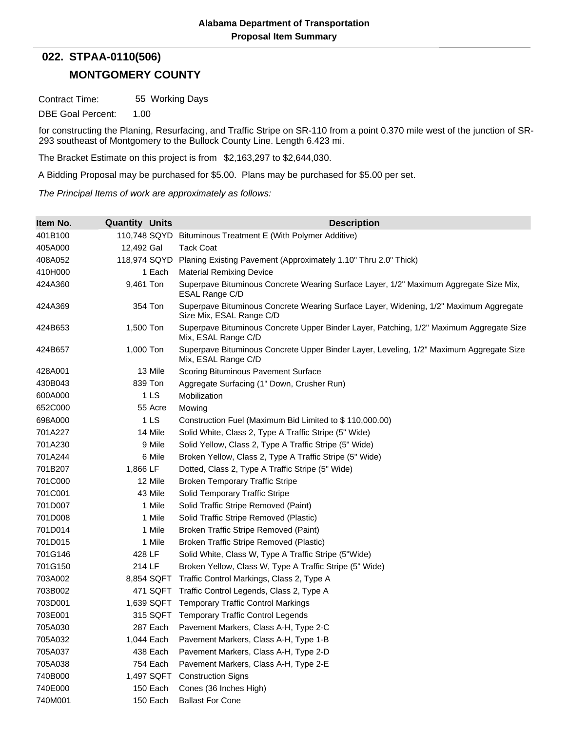**Alabama Department of Transportation**
**Proposal Item Summary**

## 022. STPAA-0110(506)

## MONTGOMERY COUNTY

Contract Time: 55 Working Days

DBE Goal Percent: 1.00

for constructing the Planing, Resurfacing, and Traffic Stripe on SR-110 from a point 0.370 mile west of the junction of SR-293 southeast of Montgomery to the Bullock County Line. Length 6.423 mi.

The Bracket Estimate on this project is from $2,163,297 to $2,644,030.

A Bidding Proposal may be purchased for $5.00. Plans may be purchased for $5.00 per set.

*The Principal Items of work are approximately as follows:*

| Item No. | Quantity | Units | Description |
|---|---|---|---|
| 401B100 | 110,748 | SQYD | Bituminous Treatment E (With Polymer Additive) |
| 405A000 | 12,492 | Gal | Tack Coat |
| 408A052 | 118,974 | SQYD | Planing Existing Pavement (Approximately 1.10" Thru 2.0" Thick) |
| 410H000 | 1 | Each | Material Remixing Device |
| 424A360 | 9,461 | Ton | Superpave Bituminous Concrete Wearing Surface Layer, 1/2" Maximum Aggregate Size Mix, ESAL Range C/D |
| 424A369 | 354 | Ton | Superpave Bituminous Concrete Wearing Surface Layer, Widening, 1/2" Maximum Aggregate Size Mix, ESAL Range C/D |
| 424B653 | 1,500 | Ton | Superpave Bituminous Concrete Upper Binder Layer, Patching, 1/2" Maximum Aggregate Size Mix, ESAL Range C/D |
| 424B657 | 1,000 | Ton | Superpave Bituminous Concrete Upper Binder Layer, Leveling, 1/2" Maximum Aggregate Size Mix, ESAL Range C/D |
| 428A001 | 13 | Mile | Scoring Bituminous Pavement Surface |
| 430B043 | 839 | Ton | Aggregate Surfacing (1" Down, Crusher Run) |
| 600A000 | 1 | LS | Mobilization |
| 652C000 | 55 | Acre | Mowing |
| 698A000 | 1 | LS | Construction Fuel (Maximum Bid Limited to $ 110,000.00) |
| 701A227 | 14 | Mile | Solid White, Class 2, Type A Traffic Stripe (5" Wide) |
| 701A230 | 9 | Mile | Solid Yellow, Class 2, Type A Traffic Stripe (5" Wide) |
| 701A244 | 6 | Mile | Broken Yellow, Class 2, Type A Traffic Stripe (5" Wide) |
| 701B207 | 1,866 | LF | Dotted, Class 2, Type A Traffic Stripe (5" Wide) |
| 701C000 | 12 | Mile | Broken Temporary Traffic Stripe |
| 701C001 | 43 | Mile | Solid Temporary Traffic Stripe |
| 701D007 | 1 | Mile | Solid Traffic Stripe Removed (Paint) |
| 701D008 | 1 | Mile | Solid Traffic Stripe Removed (Plastic) |
| 701D014 | 1 | Mile | Broken Traffic Stripe Removed (Paint) |
| 701D015 | 1 | Mile | Broken Traffic Stripe Removed (Plastic) |
| 701G146 | 428 | LF | Solid White, Class W, Type A Traffic Stripe (5"Wide) |
| 701G150 | 214 | LF | Broken Yellow, Class W, Type A Traffic Stripe (5" Wide) |
| 703A002 | 8,854 | SQFT | Traffic Control Markings, Class 2, Type A |
| 703B002 | 471 | SQFT | Traffic Control Legends, Class 2, Type A |
| 703D001 | 1,639 | SQFT | Temporary Traffic Control Markings |
| 703E001 | 315 | SQFT | Temporary Traffic Control Legends |
| 705A030 | 287 | Each | Pavement Markers, Class A-H, Type 2-C |
| 705A032 | 1,044 | Each | Pavement Markers, Class A-H, Type 1-B |
| 705A037 | 438 | Each | Pavement Markers, Class A-H, Type 2-D |
| 705A038 | 754 | Each | Pavement Markers, Class A-H, Type 2-E |
| 740B000 | 1,497 | SQFT | Construction Signs |
| 740E000 | 150 | Each | Cones (36 Inches High) |
| 740M001 | 150 | Each | Ballast For Cone |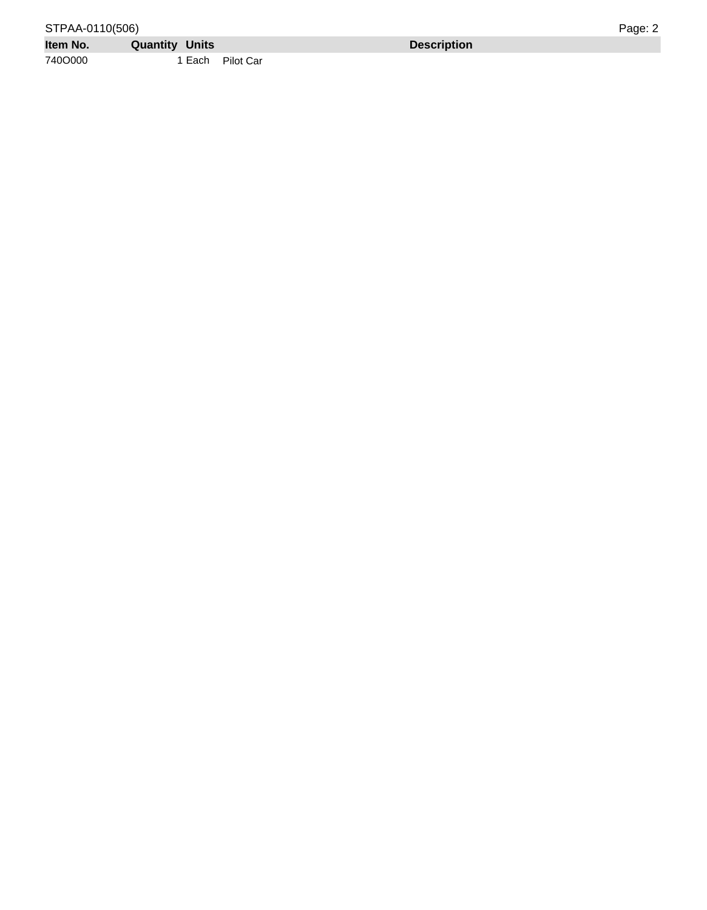| Item No. | Quantity | Units | Description |
| --- | --- | --- | --- |
| 740O000 | 1 | Each | Pilot Car |